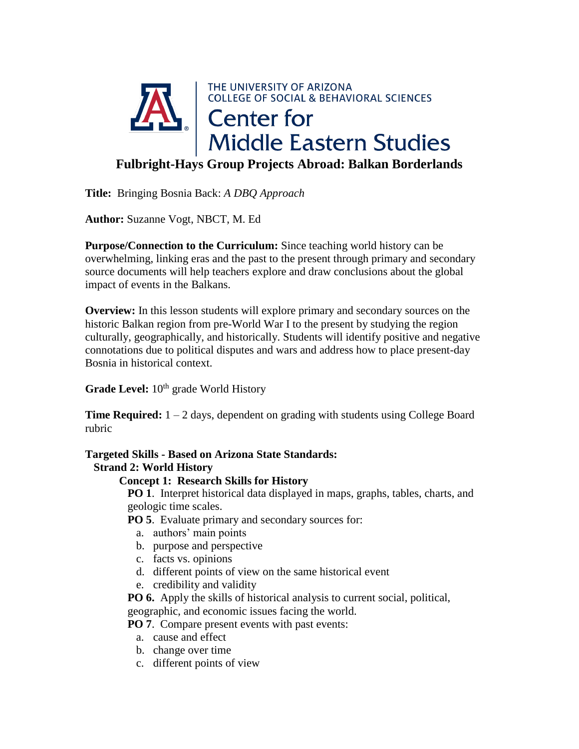THE UNIVERSITY OF ARIZONA
COLLEGE OF SOCIAL & BEHAVIORAL SCIENCES
Center for
Middle Eastern Studies

# Fulbright-Hays Group Projects Abroad: Balkan Borderlands

**Title:** Bringing Bosnia Back: *A DBQ Approach*

**Author:** Suzanne Vogt, NBCT, M. Ed

**Purpose/Connection to the Curriculum:** Since teaching world history can be overwhelming, linking eras and the past to the present through primary and secondary source documents will help teachers explore and draw conclusions about the global impact of events in the Balkans.

**Overview:** In this lesson students will explore primary and secondary sources on the historic Balkan region from pre-World War I to the present by studying the region culturally, geographically, and historically. Students will identify positive and negative connotations due to political disputes and wars and address how to place present-day Bosnia in historical context.

**Grade Level:** 10th grade World History

**Time Required:** 1 – 2 days, dependent on grading with students using College Board rubric

**Targeted Skills - Based on Arizona State Standards:**

**Strand 2: World History**

**Concept 1: Research Skills for History**

**PO 1**. Interpret historical data displayed in maps, graphs, tables, charts, and geologic time scales.

**PO 5**. Evaluate primary and secondary sources for:

a. authors' main points
b. purpose and perspective
c. facts vs. opinions
d. different points of view on the same historical event
e. credibility and validity

**PO 6.** Apply the skills of historical analysis to current social, political, geographic, and economic issues facing the world.

**PO 7**. Compare present events with past events:

a. cause and effect
b. change over time
c. different points of view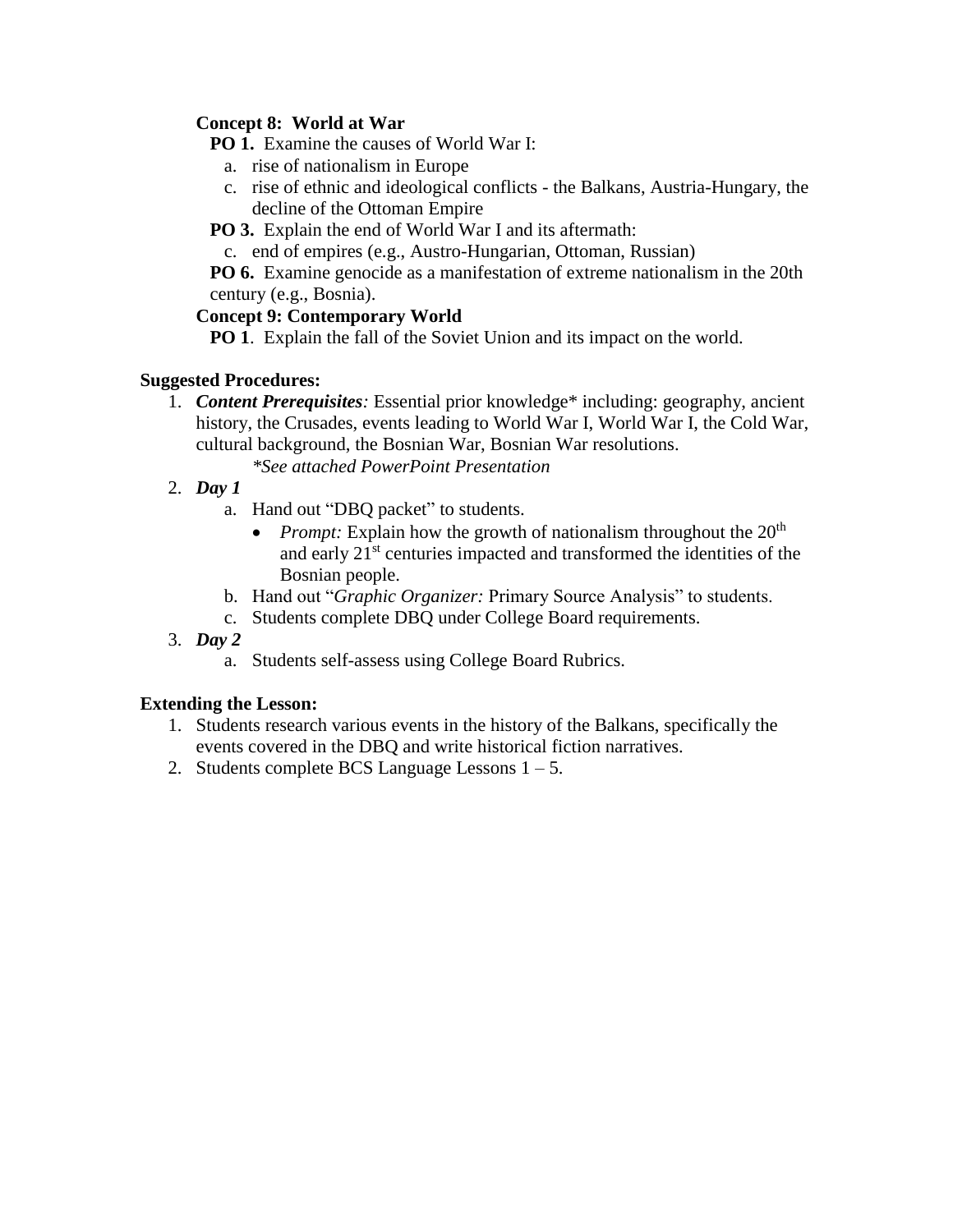**Concept 8: World at War**

**PO 1.** Examine the causes of World War I:

a. rise of nationalism in Europe

c. rise of ethnic and ideological conflicts - the Balkans, Austria-Hungary, the decline of the Ottoman Empire

**PO 3.** Explain the end of World War I and its aftermath:

c. end of empires (e.g., Austro-Hungarian, Ottoman, Russian)

**PO 6.** Examine genocide as a manifestation of extreme nationalism in the 20th century (e.g., Bosnia).

**Concept 9: Contemporary World**

**PO 1**. Explain the fall of the Soviet Union and its impact on the world.

**Suggested Procedures:**

1. ***Content Prerequisites:*** Essential prior knowledge* including: geography, ancient history, the Crusades, events leading to World War I, World War I, the Cold War, cultural background, the Bosnian War, Bosnian War resolutions.
   *\*See attached PowerPoint Presentation*
2. ***Day 1***
   a. Hand out "DBQ packet" to students.
      - *Prompt:* Explain how the growth of nationalism throughout the 20th and early 21st centuries impacted and transformed the identities of the Bosnian people.

   b. Hand out "*Graphic Organizer:* Primary Source Analysis" to students.
   c. Students complete DBQ under College Board requirements.
3. ***Day 2***
   a. Students self-assess using College Board Rubrics.

**Extending the Lesson:**

1. Students research various events in the history of the Balkans, specifically the events covered in the DBQ and write historical fiction narratives.
2. Students complete BCS Language Lessons 1 – 5.